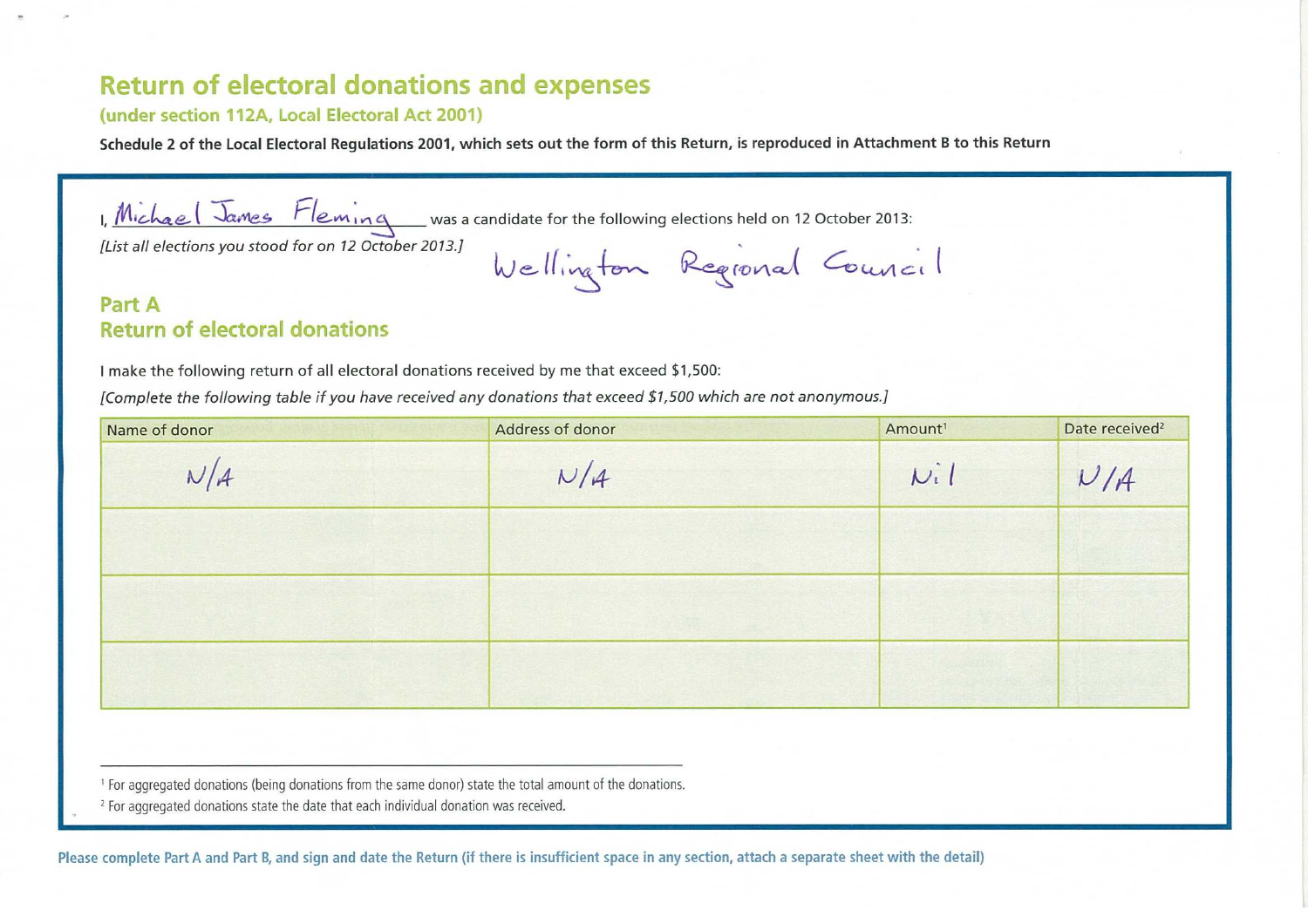# Return of electoral donations and expenses

**(under section 112A, Local Electoral Act 2001)**

**Schedule 2 of the Local Electoral Regulations 2001, which sets out the form of this Return, is reproduced in Attachment B to this Return**

I, Michael James Fleming was a candidate for the following elections held on 12 October 2013:

*[List all elections you stood for on 12 October 2013.]*

Wellington Regional Council

## Part A
## Return of electoral donations

I make the following return of all electoral donations received by me that exceed $1,500:

*[Complete the following table if you have received any donations that exceed $1,500 which are not anonymous.]*

| Name of donor | Address of donor | Amount[1] | Date received[2] |
|---|---|---|---|
| N/A | N/A | Nil | N/A |
| | | | |
| | | | |
| | | | |

[1] For aggregated donations (being donations from the same donor) state the total amount of the donations.

[2] For aggregated donations state the date that each individual donation was received.

**Please complete Part A and Part B, and sign and date the Return (if there is insufficient space in any section, attach a separate sheet with the detail)**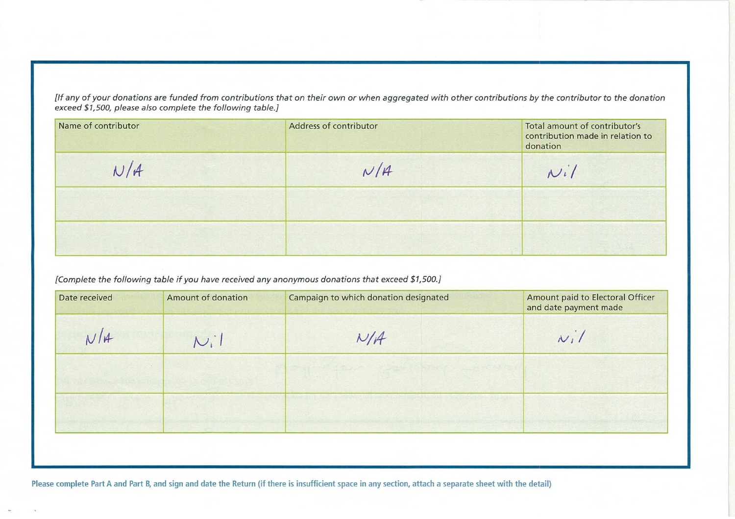*[If any of your donations are funded from contributions that on their own or when aggregated with other contributions by the contributor to the donation exceed $1,500, please also complete the following table.]*

| Name of contributor | Address of contributor | Total amount of contributor's contribution made in relation to donation |
|---|---|---|
| N/A | N/A | Nil |
| | | |
| | | |

*[Complete the following table if you have received any anonymous donations that exceed $1,500.]*

| Date received | Amount of donation | Campaign to which donation designated | Amount paid to Electoral Officer and date payment made |
|---|---|---|---|
| N/A | Nil | N/A | Nil |
| | | | |
| | | | |

**Please complete Part A and Part B, and sign and date the Return (if there is insufficient space in any section, attach a separate sheet with the detail)**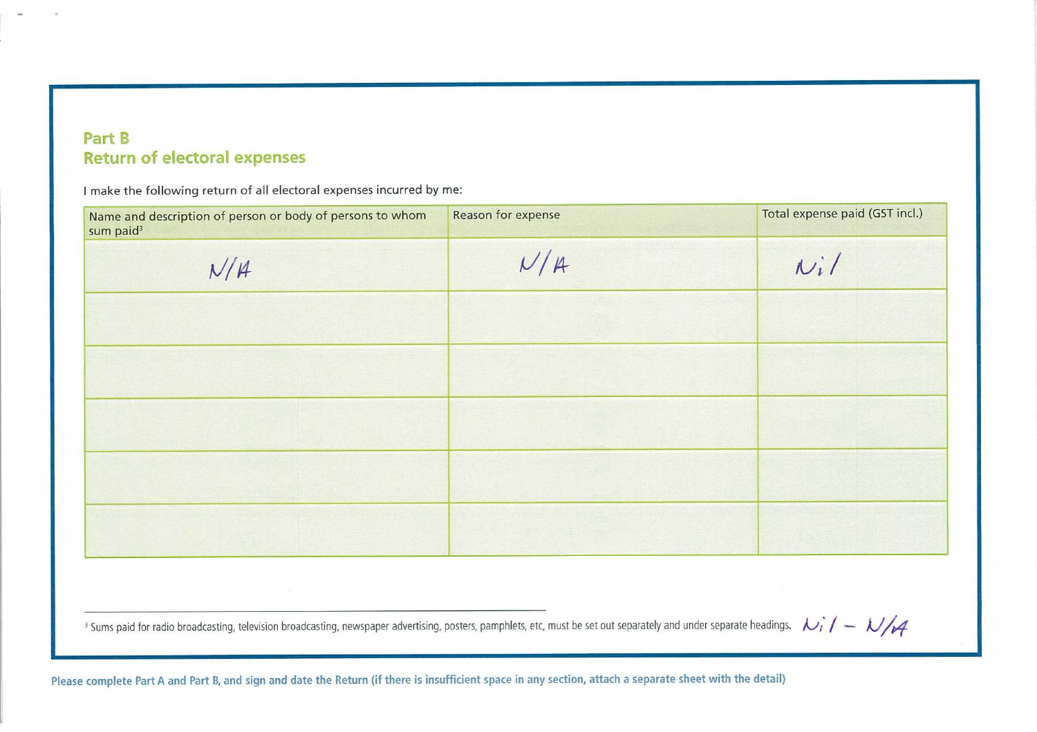## Part B
## Return of electoral expenses

I make the following return of all electoral expenses incurred by me:

| Name and description of person or body of persons to whom sum paid[3] | Reason for expense | Total expense paid (GST incl.) |
|---|---|---|
| N/A | N/A | Nil |
| | | |
| | | |
| | | |
| | | |
| | | |

[3] Sums paid for radio broadcasting, television broadcasting, newspaper advertising, posters, pamphlets, etc, must be set out separately and under separate headings. Nil – N/A

**Please complete Part A and Part B, and sign and date the Return (if there is insufficient space in any section, attach a separate sheet with the detail)**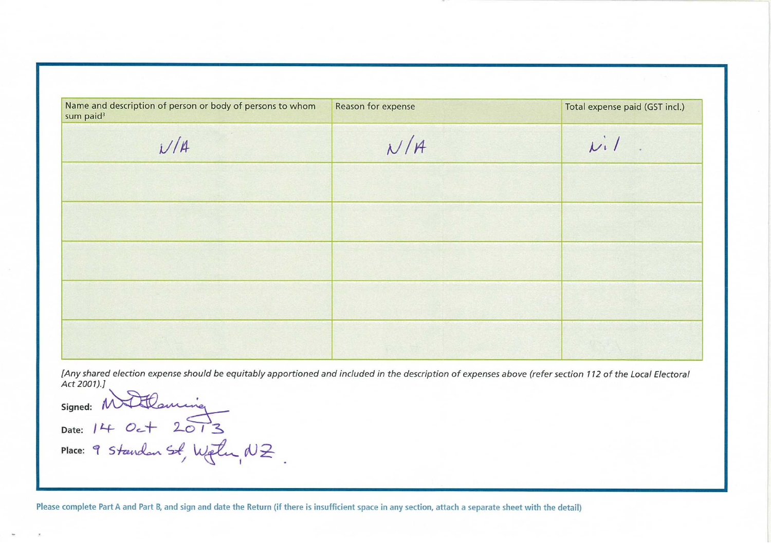| Name and description of person or body of persons to whom sum paid[3] | Reason for expense | Total expense paid (GST incl.) |
|---|---|---|
| N/A | N/A | Nil |
| | | |
| | | |
| | | |
| | | |
| | | |

*[Any shared election expense should be equitably apportioned and included in the description of expenses above (refer section 112 of the Local Electoral Act 2001).]*

**Signed:** M Fleming

**Date:** 14 Oct 2013

**Place:** 9 Standen St, Wgtn, NZ.

**Please complete Part A and Part B, and sign and date the Return (if there is insufficient space in any section, attach a separate sheet with the detail)**